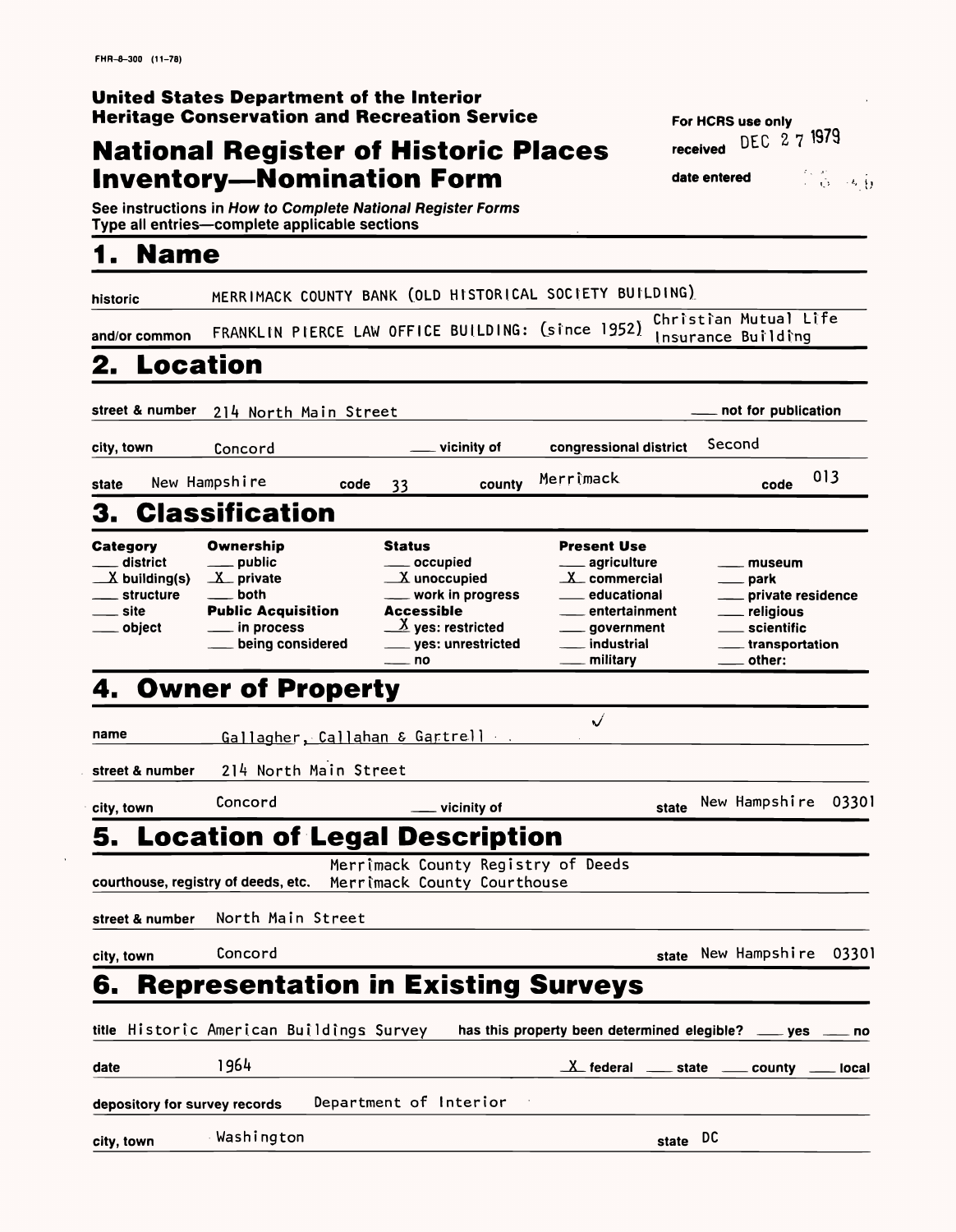FHR-8-300 (11-78)

**United States Department of the Interior**
**Heritage Conservation and Recreation Service**

# National Register of Historic Places Inventory—Nomination Form

For HCRS use only
received DEC 27 1979
date entered

See instructions in *How to Complete National Register Forms*
Type all entries—complete applicable sections

## 1. Name

historic MERRIMACK COUNTY BANK (OLD HISTORICAL SOCIETY BUILDING)

and/or common FRANKLIN PIERCE LAW OFFICE BUILDING: (since 1952) Christian Mutual Life Insurance Building

## 2. Location

street & number 214 North Main Street ___ not for publication

city, town Concord ___ vicinity of congressional district Second

state New Hampshire code 33 county Merrimack code 013

## 3. Classification

| Category | Ownership | Status | Present Use | |
|---|---|---|---|---|
| ___ district | ___ public | ___ occupied | ___ agriculture | ___ museum |
| X building(s) | X private | X unoccupied | X commercial | ___ park |
| ___ structure | ___ both | ___ work in progress | ___ educational | ___ private residence |
| ___ site | **Public Acquisition** | **Accessible** | ___ entertainment | ___ religious |
| ___ object | ___ in process | X yes: restricted | ___ government | ___ scientific |
| | ___ being considered | ___ yes: unrestricted | ___ industrial | ___ transportation |
| | | ___ no | ___ military | ___ other: |

## 4. Owner of Property

name Gallagher, Callahan & Gartrell

street & number 214 North Main Street

city, town Concord ___ vicinity of state New Hampshire 03301

## 5. Location of Legal Description

courthouse, registry of deeds, etc. Merrimack County Registry of Deeds
Merrimack County Courthouse

street & number North Main Street

city, town Concord state New Hampshire 03301

## 6. Representation in Existing Surveys

title Historic American Buildings Survey has this property been determined elegible? ___ yes ___ no

date 1964 X federal ___ state ___ county ___ local

depository for survey records Department of Interior

city, town Washington state DC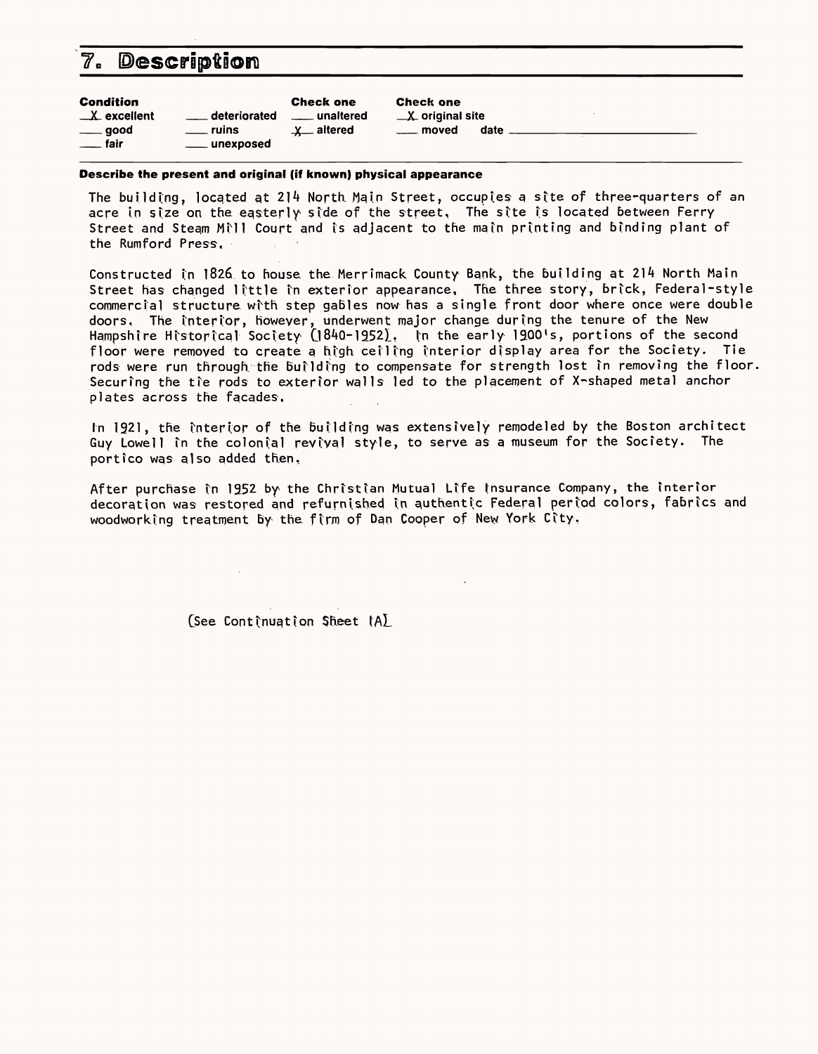# 7. Description

| Condition | | Check one | Check one |
|---|---|---|---|
| _X_ excellent | ___ deteriorated | ___ unaltered | _X_ original site |
| ___ good | ___ ruins | _X_ altered | ___ moved date ___ |
| ___ fair | ___ unexposed | | |

**Describe the present and original (if known) physical appearance**

The building, located at 214 North Main Street, occupies a site of three-quarters of an acre in size on the easterly side of the street. The site is located between Ferry Street and Steam Mill Court and is adjacent to the main printing and binding plant of the Rumford Press.

Constructed in 1826 to house the Merrimack County Bank, the building at 214 North Main Street has changed little in exterior appearance. The three story, brick, Federal-style commercial structure with step gables now has a single front door where once were double doors. The interior, however, underwent major change during the tenure of the New Hampshire Historical Society (1840-1952). In the early 1900's, portions of the second floor were removed to create a high ceiling interior display area for the Society. Tie rods were run through the building to compensate for strength lost in removing the floor. Securing the tie rods to exterior walls led to the placement of X-shaped metal anchor plates across the facades.

In 1921, the interior of the building was extensively remodeled by the Boston architect Guy Lowell in the colonial revival style, to serve as a museum for the Society. The portico was also added then.

After purchase in 1952 by the Christian Mutual Life Insurance Company, the interior decoration was restored and refurnished in authentic Federal period colors, fabrics and woodworking treatment by the firm of Dan Cooper of New York City.

(See Continuation Sheet 1A)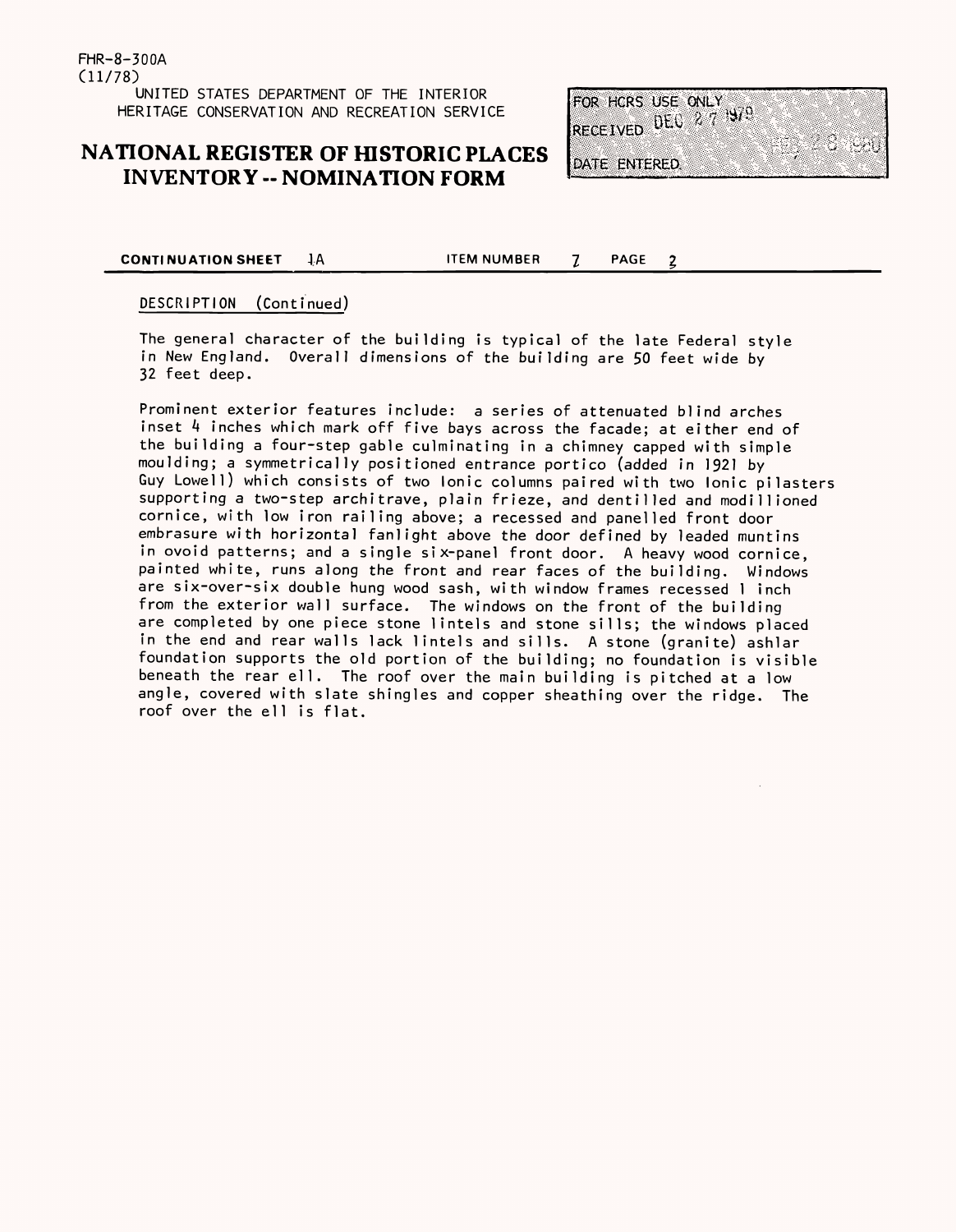FHR-8-300A
(11/78)

UNITED STATES DEPARTMENT OF THE INTERIOR
HERITAGE CONSERVATION AND RECREATION SERVICE

# NATIONAL REGISTER OF HISTORIC PLACES INVENTORY -- NOMINATION FORM

FOR HCRS USE ONLY
RECEIVED DEC 27 1979
DATE ENTERED FEB 28 1980

**CONTINUATION SHEET** 1A **ITEM NUMBER** 7 **PAGE** 2

DESCRIPTION (Continued)

The general character of the building is typical of the late Federal style in New England. Overall dimensions of the building are 50 feet wide by 32 feet deep.

Prominent exterior features include: a series of attenuated blind arches inset 4 inches which mark off five bays across the facade; at either end of the building a four-step gable culminating in a chimney capped with simple moulding; a symmetrically positioned entrance portico (added in 1921 by Guy Lowell) which consists of two Ionic columns paired with two Ionic pilasters supporting a two-step architrave, plain frieze, and dentilled and modillioned cornice, with low iron railing above; a recessed and panelled front door embrasure with horizontal fanlight above the door defined by leaded muntins in ovoid patterns; and a single six-panel front door. A heavy wood cornice, painted white, runs along the front and rear faces of the building. Windows are six-over-six double hung wood sash, with window frames recessed 1 inch from the exterior wall surface. The windows on the front of the building are completed by one piece stone lintels and stone sills; the windows placed in the end and rear walls lack lintels and sills. A stone (granite) ashlar foundation supports the old portion of the building; no foundation is visible beneath the rear ell. The roof over the main building is pitched at a low angle, covered with slate shingles and copper sheathing over the ridge. The roof over the ell is flat.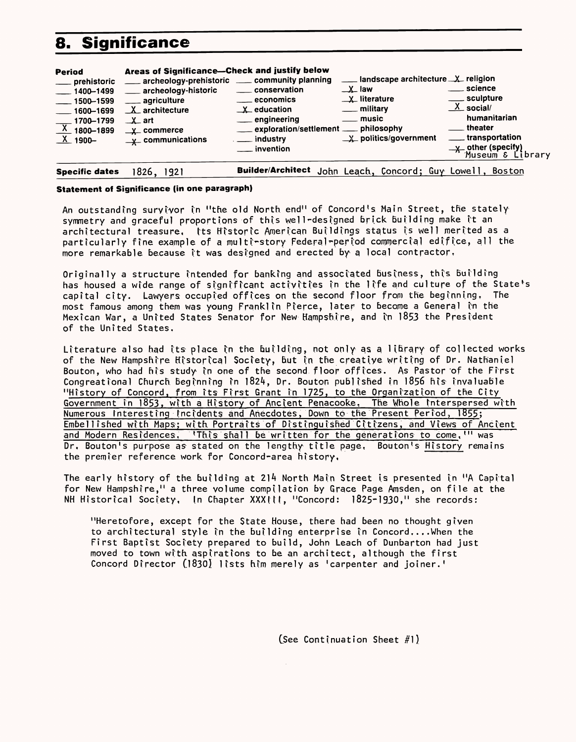## 8. Significance

**Period**

- ___ prehistoric
- ___ 1400–1499
- ___ 1500–1599
- ___ 1600–1699
- ___ 1700–1799
- X 1800–1899
- X 1900–

**Areas of Significance—Check and justify below**

- ___ archeology-prehistoric
- ___ archeology-historic
- ___ agriculture
- X architecture
- X art
- X commerce
- X communications
- ___ community planning
- ___ conservation
- ___ economics
- X education
- ___ engineering
- ___ exploration/settlement
- ___ industry
- ___ invention
- ___ landscape architecture
- X law
- X literature
- ___ military
- ___ music
- ___ philosophy
- X politics/government
- X religion
- ___ science
- ___ sculpture
- X social/humanitarian
- ___ theater
- ___ transportation
- X other (specify) Museum & Library

**Specific dates** 1826, 1921 **Builder/Architect** John Leach, Concord; Guy Lowell, Boston

**Statement of Significance (in one paragraph)**

An outstanding survivor in "the old North end" of Concord's Main Street, the stately symmetry and graceful proportions of this well-designed brick building make it an architectural treasure. Its Historic American Buildings status is well merited as a particularly fine example of a multi-story Federal-period commercial edifice, all the more remarkable because it was designed and erected by a local contractor.

Originally a structure intended for banking and associated business, this building has housed a wide range of significant activities in the life and culture of the State's capital city. Lawyers occupied offices on the second floor from the beginning. The most famous among them was young Franklin Pierce, later to become a General in the Mexican War, a United States Senator for New Hampshire, and in 1853 the President of the United States.

Literature also had its place in the building, not only as a library of collected works of the New Hampshire Historical Society, but in the creative writing of Dr. Nathaniel Bouton, who had his study in one of the second floor offices. As Pastor of the First Congregational Church beginning in 1824, Dr. Bouton published in 1856 his invaluable "History of Concord, from its First Grant in 1725, to the Organization of the City Government in 1853, with a History of Ancient Penacooke. The Whole Interspersed with Numerous Interesting Incidents and Anecdotes, Down to the Present Period, 1855; Embellished with Maps; with Portraits of Distinguished Citizens, and Views of Ancient and Modern Residences. 'This shall be written for the generations to come.'" was Dr. Bouton's purpose as stated on the lengthy title page. Bouton's History remains the premier reference work for Concord-area history.

The early history of the building at 214 North Main Street is presented in "A Capital for New Hampshire," a three volume compilation by Grace Page Amsden, on file at the NH Historical Society. In Chapter XXXIII, "Concord: 1825-1930," she records:

> "Heretofore, except for the State House, there had been no thought given to architectural style in the building enterprise in Concord....When the First Baptist Society prepared to build, John Leach of Dunbarton had just moved to town with aspirations to be an architect, although the first Concord Director (1830) lists him merely as 'carpenter and joiner.'

(See Continuation Sheet #1)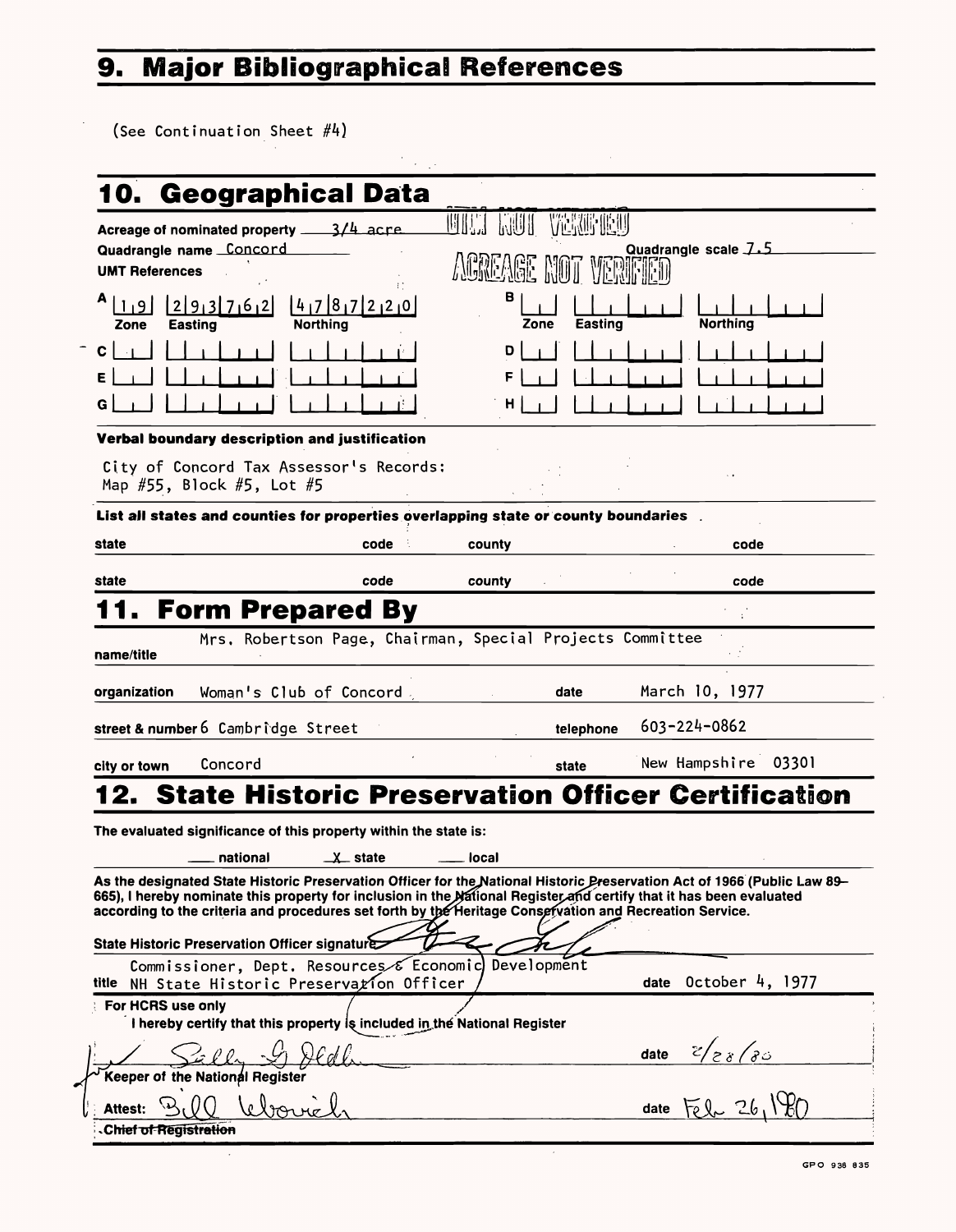## 9. Major Bibliographical References

(See Continuation Sheet #4)

## 10. Geographical Data

UTM NOT VERIFIED

ACREAGE NOT VERIFIED

Acreage of nominated property 3/4 acre

Quadrangle name Concord

Quadrangle scale 7.5

UMT References

| | Zone | Easting | Northing | | Zone | Easting | Northing |
|---|---|---|---|---|---|---|---|
| A | 1 9 | 2 9 3 7 6 2 | 4 7 8 7 2 2 0 | B | | | |
| C | | | | D | | | |
| E | | | | F | | | |
| G | | | | H | | | |

**Verbal boundary description and justification**

City of Concord Tax Assessor's Records:
Map #55, Block #5, Lot #5

**List all states and counties for properties overlapping state or county boundaries**

| state | code | county | code |
|---|---|---|---|
| state | code | county | code |

## 11. Form Prepared By

name/title Mrs. Robertson Page, Chairman, Special Projects Committee

organization Woman's Club of Concord  date March 10, 1977

street & number 6 Cambridge Street  telephone 603-224-0862

city or town Concord  state New Hampshire 03301

## 12. State Historic Preservation Officer Certification

**The evaluated significance of this property within the state is:**

___ national  _X_ state  ___ local

As the designated State Historic Preservation Officer for the National Historic Preservation Act of 1966 (Public Law 89–665), I hereby nominate this property for inclusion in the National Register and certify that it has been evaluated according to the criteria and procedures set forth by the Heritage Conservation and Recreation Service.

State Historic Preservation Officer signature [signature]

title Commissioner, Dept. Resources & Economic Development
NH State Historic Preservation Officer  date October 4, 1977

For HCRS use only

I hereby certify that this property is included in the National Register

[signature] Sally G. Oldham  date 2/28/80

Keeper of the National Register

Attest: [signature] Bill Lebovich  date Feb 26, 1980

~~Chief of Registration~~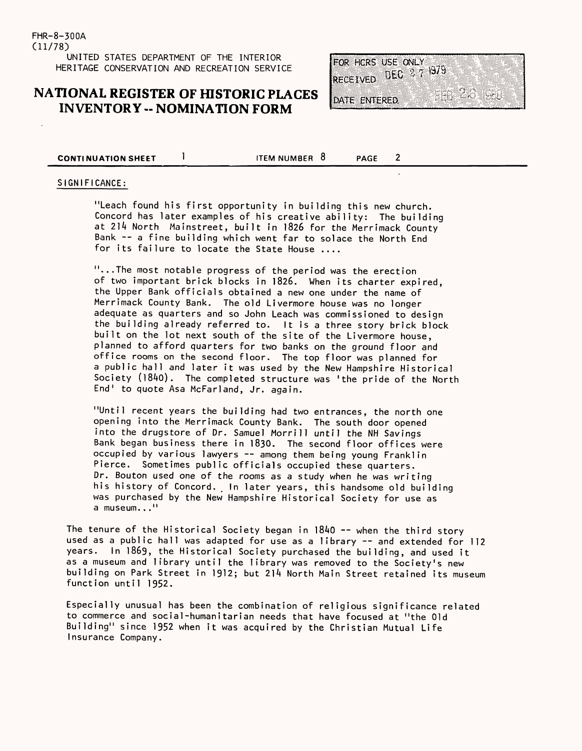FHR-8-300A
(11/78)

UNITED STATES DEPARTMENT OF THE INTERIOR
HERITAGE CONSERVATION AND RECREATION SERVICE

# NATIONAL REGISTER OF HISTORIC PLACES INVENTORY -- NOMINATION FORM

FOR HCRS USE ONLY
RECEIVED DEC 27 1979
DATE ENTERED FEB 28 1980

**CONTINUATION SHEET** 1 ITEM NUMBER 8 PAGE 2

SIGNIFICANCE:

"Leach found his first opportunity in building this new church. Concord has later examples of his creative ability: The building at 214 North Mainstreet, built in 1826 for the Merrimack County Bank -- a fine building which went far to solace the North End for its failure to locate the State House ....

"...The most notable progress of the period was the erection of two important brick blocks in 1826. When its charter expired, the Upper Bank officials obtained a new one under the name of Merrimack County Bank. The old Livermore house was no longer adequate as quarters and so John Leach was commissioned to design the building already referred to. It is a three story brick block built on the lot next south of the site of the Livermore house, planned to afford quarters for two banks on the ground floor and office rooms on the second floor. The top floor was planned for a public hall and later it was used by the New Hampshire Historical Society (1840). The completed structure was 'the pride of the North End' to quote Asa McFarland, Jr. again.

"Until recent years the building had two entrances, the north one opening into the Merrimack County Bank. The south door opened into the drugstore of Dr. Samuel Morrill until the NH Savings Bank began business there in 1830. The second floor offices were occupied by various lawyers -- among them being young Franklin Pierce. Sometimes public officials occupied these quarters. Dr. Bouton used one of the rooms as a study when he was writing his history of Concord. In later years, this handsome old building was purchased by the New Hampshire Historical Society for use as a museum..."

The tenure of the Historical Society began in 1840 -- when the third story used as a public hall was adapted for use as a library -- and extended for 112 years. In 1869, the Historical Society purchased the building, and used it as a museum and library until the library was removed to the Society's new building on Park Street in 1912; but 214 North Main Street retained its museum function until 1952.

Especially unusual has been the combination of religious significance related to commerce and social-humanitarian needs that have focused at "the Old Building" since 1952 when it was acquired by the Christian Mutual Life Insurance Company.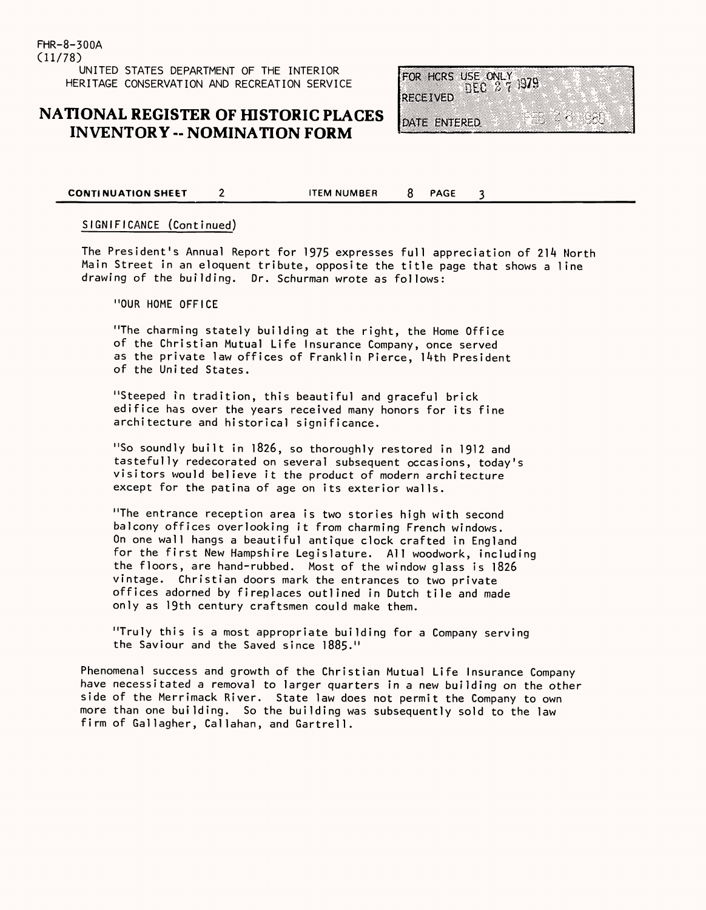FHR-8-300A
(11/78)

UNITED STATES DEPARTMENT OF THE INTERIOR
HERITAGE CONSERVATION AND RECREATION SERVICE

# NATIONAL REGISTER OF HISTORIC PLACES INVENTORY -- NOMINATION FORM

FOR HCRS USE ONLY
RECEIVED DEC 27 1979
DATE ENTERED

**CONTINUATION SHEET** 2 **ITEM NUMBER** 8 **PAGE** 3

SIGNIFICANCE (Continued)

The President's Annual Report for 1975 expresses full appreciation of 214 North Main Street in an eloquent tribute, opposite the title page that shows a line drawing of the building. Dr. Schurman wrote as follows:

> "OUR HOME OFFICE
>
> "The charming stately building at the right, the Home Office of the Christian Mutual Life Insurance Company, once served as the private law offices of Franklin Pierce, 14th President of the United States.
>
> "Steeped in tradition, this beautiful and graceful brick edifice has over the years received many honors for its fine architecture and historical significance.
>
> "So soundly built in 1826, so thoroughly restored in 1912 and tastefully redecorated on several subsequent occasions, today's visitors would believe it the product of modern architecture except for the patina of age on its exterior walls.
>
> "The entrance reception area is two stories high with second balcony offices overlooking it from charming French windows. On one wall hangs a beautiful antique clock crafted in England for the first New Hampshire Legislature. All woodwork, including the floors, are hand-rubbed. Most of the window glass is 1826 vintage. Christian doors mark the entrances to two private offices adorned by fireplaces outlined in Dutch tile and made only as 19th century craftsmen could make them.
>
> "Truly this is a most appropriate building for a Company serving the Saviour and the Saved since 1885."

Phenomenal success and growth of the Christian Mutual Life Insurance Company have necessitated a removal to larger quarters in a new building on the other side of the Merrimack River. State law does not permit the Company to own more than one building. So the building was subsequently sold to the law firm of Gallagher, Callahan, and Gartrell.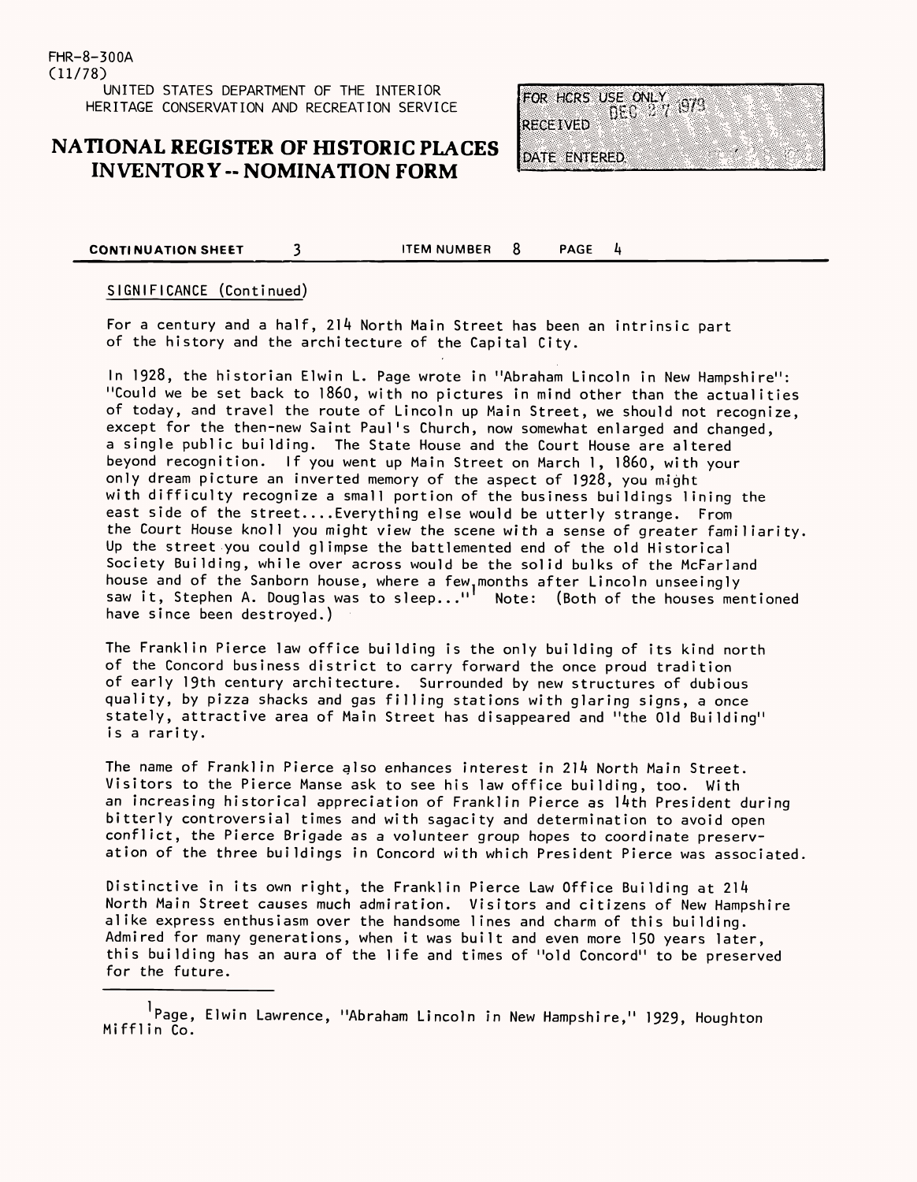FHR-8-300A
(11/78)

UNITED STATES DEPARTMENT OF THE INTERIOR
HERITAGE CONSERVATION AND RECREATION SERVICE

# NATIONAL REGISTER OF HISTORIC PLACES INVENTORY -- NOMINATION FORM

FOR HCRS USE ONLY
RECEIVED DEC 27 1979
DATE ENTERED

**CONTINUATION SHEET** 3 **ITEM NUMBER** 8 **PAGE** 4

SIGNIFICANCE (Continued)

For a century and a half, 214 North Main Street has been an intrinsic part of the history and the architecture of the Capital City.

In 1928, the historian Elwin L. Page wrote in "Abraham Lincoln in New Hampshire": "Could we be set back to 1860, with no pictures in mind other than the actualities of today, and travel the route of Lincoln up Main Street, we should not recognize, except for the then-new Saint Paul's Church, now somewhat enlarged and changed, a single public building. The State House and the Court House are altered beyond recognition. If you went up Main Street on March 1, 1860, with your only dream picture an inverted memory of the aspect of 1928, you might with difficulty recognize a small portion of the business buildings lining the east side of the street....Everything else would be utterly strange. From the Court House knoll you might view the scene with a sense of greater familiarity. Up the street you could glimpse the battlemented end of the old Historical Society Building, while over across would be the solid bulks of the McFarland house and of the Sanborn house, where a few months after Lincoln unseeingly saw it, Stephen A. Douglas was to sleep..."[1] Note: (Both of the houses mentioned have since been destroyed.)

The Franklin Pierce law office building is the only building of its kind north of the Concord business district to carry forward the once proud tradition of early 19th century architecture. Surrounded by new structures of dubious quality, by pizza shacks and gas filling stations with glaring signs, a once stately, attractive area of Main Street has disappeared and "the Old Building" is a rarity.

The name of Franklin Pierce also enhances interest in 214 North Main Street. Visitors to the Pierce Manse ask to see his law office building, too. With an increasing historical appreciation of Franklin Pierce as 14th President during bitterly controversial times and with sagacity and determination to avoid open conflict, the Pierce Brigade as a volunteer group hopes to coordinate preservation of the three buildings in Concord with which President Pierce was associated.

Distinctive in its own right, the Franklin Pierce Law Office Building at 214 North Main Street causes much admiration. Visitors and citizens of New Hampshire alike express enthusiasm over the handsome lines and charm of this building. Admired for many generations, when it was built and even more 150 years later, this building has an aura of the life and times of "old Concord" to be preserved for the future.

---

[1] Page, Elwin Lawrence, "Abraham Lincoln in New Hampshire," 1929, Houghton Mifflin Co.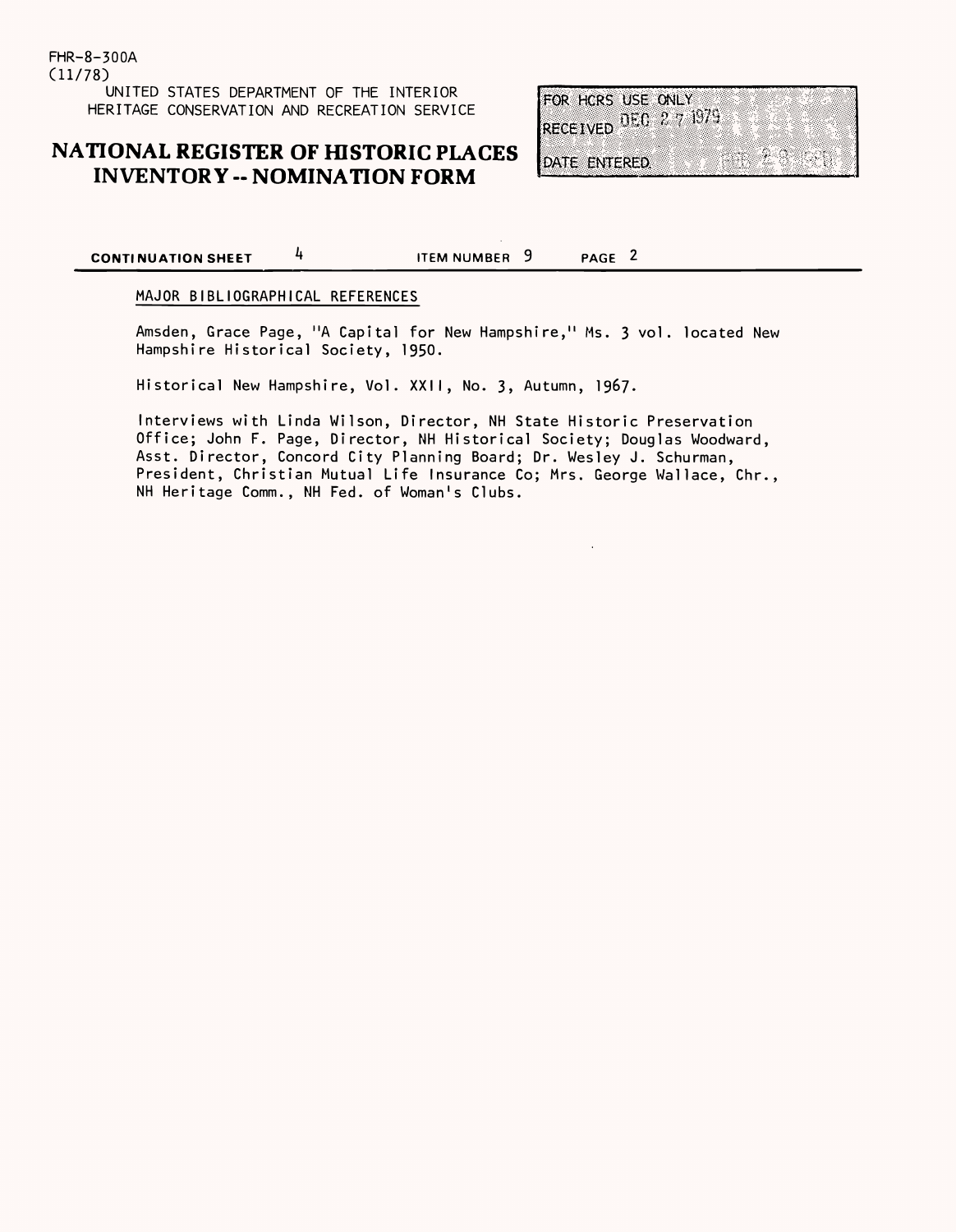FHR-8-300A
(11/78)

UNITED STATES DEPARTMENT OF THE INTERIOR
HERITAGE CONSERVATION AND RECREATION SERVICE

# NATIONAL REGISTER OF HISTORIC PLACES INVENTORY -- NOMINATION FORM

FOR HCRS USE ONLY
RECEIVED DEC 27 1979
DATE ENTERED

**CONTINUATION SHEET** 4 ITEM NUMBER 9 PAGE 2

MAJOR BIBLIOGRAPHICAL REFERENCES

Amsden, Grace Page, "A Capital for New Hampshire," Ms. 3 vol. located New Hampshire Historical Society, 1950.

Historical New Hampshire, Vol. XXII, No. 3, Autumn, 1967.

Interviews with Linda Wilson, Director, NH State Historic Preservation Office; John F. Page, Director, NH Historical Society; Douglas Woodward, Asst. Director, Concord City Planning Board; Dr. Wesley J. Schurman, President, Christian Mutual Life Insurance Co; Mrs. George Wallace, Chr., NH Heritage Comm., NH Fed. of Woman's Clubs.